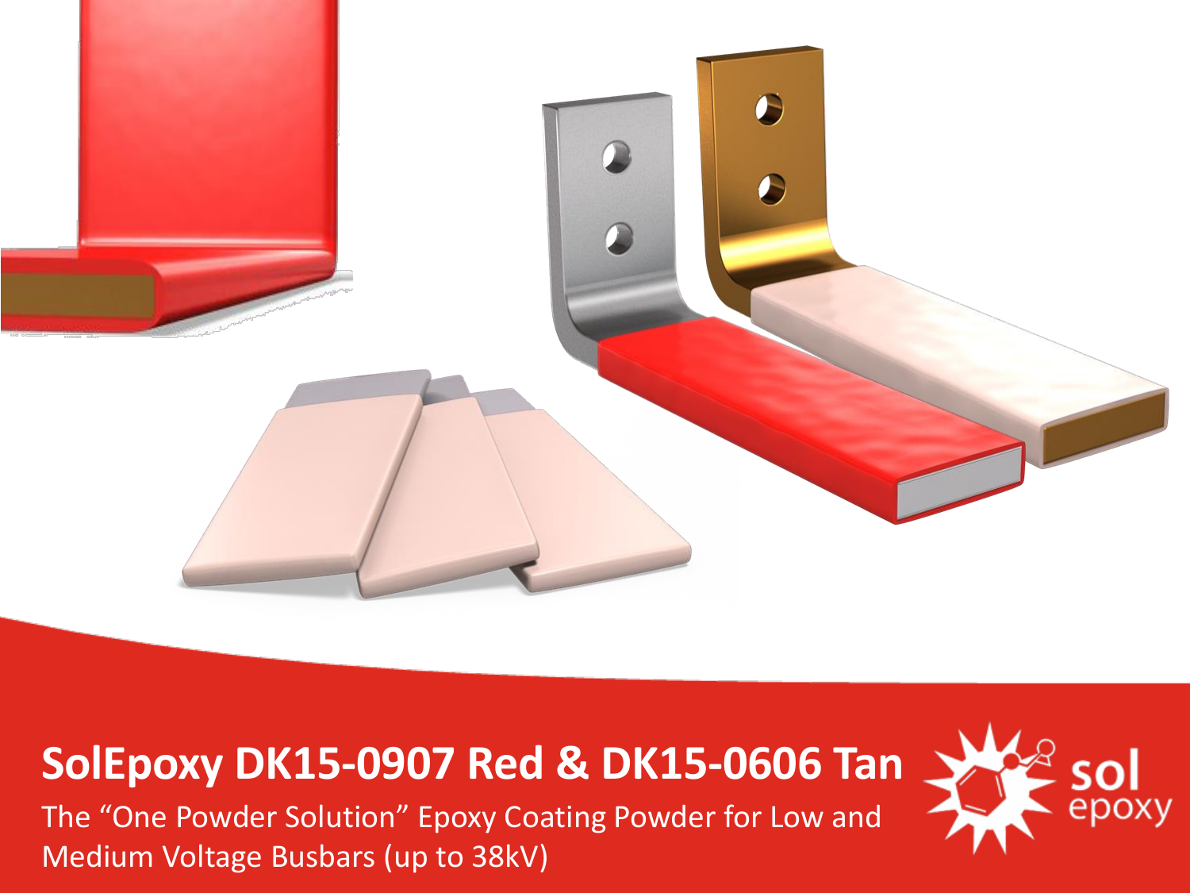# SolEpoxy DK15-0907 Red & DK15-0606 Tan

The “One Powder Solution” Epoxy Coating Powder for Low and Medium Voltage Busbars (up to 38kV)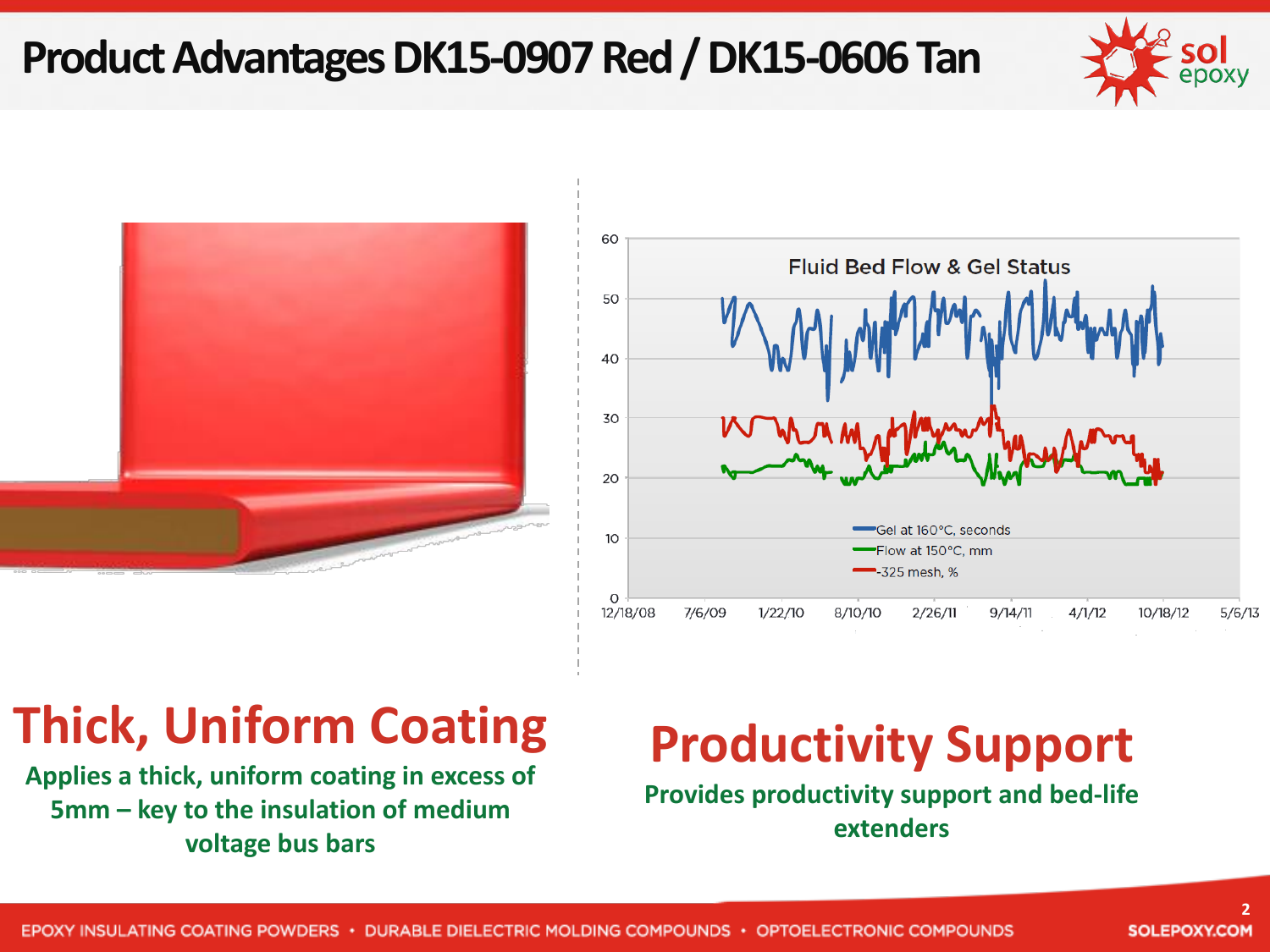# Product Advantages DK15-0907 Red / DK15-0606 Tan

## Thick, Uniform Coating

Applies a thick, uniform coating in excess of 5mm – key to the insulation of medium voltage bus bars

## Productivity Support

Provides productivity support and bed-life extenders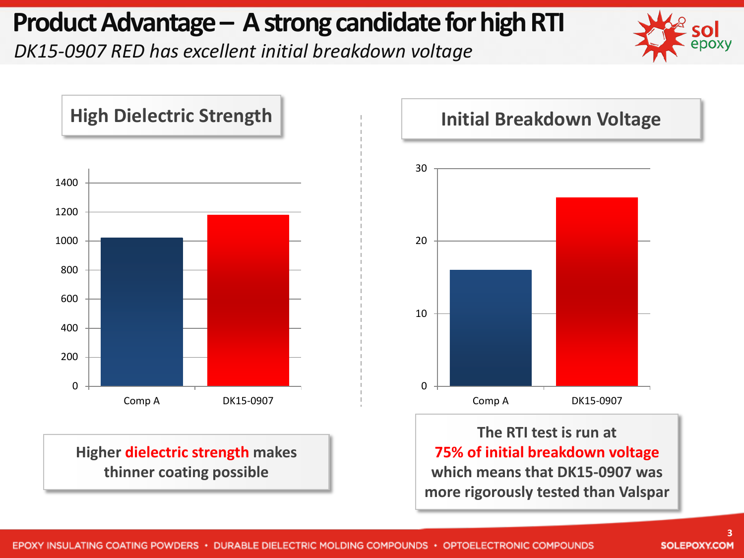# Product Advantage – A strong candidate for high RTI

*DK15-0907 RED has excellent initial breakdown voltage*

## High Dielectric Strength

| | Comp A | DK15-0907 |
|---|---|---|
| Dielectric Strength | ~1020 | ~1180 |

Higher **dielectric strength** makes thinner coating possible

## Initial Breakdown Voltage

| | Comp A | DK15-0907 |
|---|---|---|
| Initial Breakdown Voltage | ~16 | ~26 |

The RTI test is run at **75% of initial breakdown voltage** which means that DK15-0907 was more rigorously tested than Valspar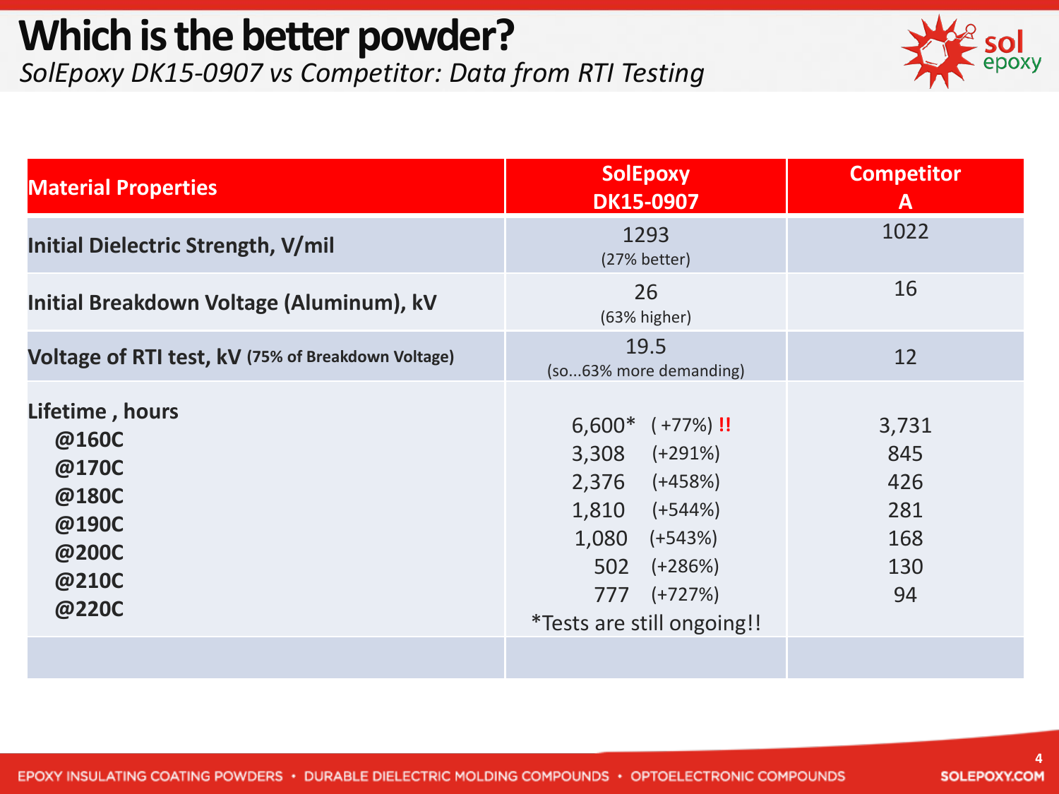# Which is the better powder?

*SolEpoxy DK15-0907 vs Competitor: Data from RTI Testing*

| Material Properties | SolEpoxy DK15-0907 | Competitor A |
|---|---|---|
| Initial Dielectric Strength, V/mil | 1293 (27% better) | 1022 |
| Initial Breakdown Voltage (Aluminum), kV | 26 (63% higher) | 16 |
| Voltage of RTI test, kV (75% of Breakdown Voltage) | 19.5 (so...63% more demanding) | 12 |
| Lifetime , hours | | |
| @160C | 6,600* (+77%) !! | 3,731 |
| @170C | 3,308 (+291%) | 845 |
| @180C | 2,376 (+458%) | 426 |
| @190C | 1,810 (+544%) | 281 |
| @200C | 1,080 (+543%) | 168 |
| @210C | 502 (+286%) | 130 |
| @220C | 777 (+727%) | 94 |
| | *Tests are still ongoing!! | |

EPOXY INSULATING COATING POWDERS • DURABLE DIELECTRIC MOLDING COMPOUNDS • OPTOELECTRONIC COMPOUNDS

SOLEPOXY.COM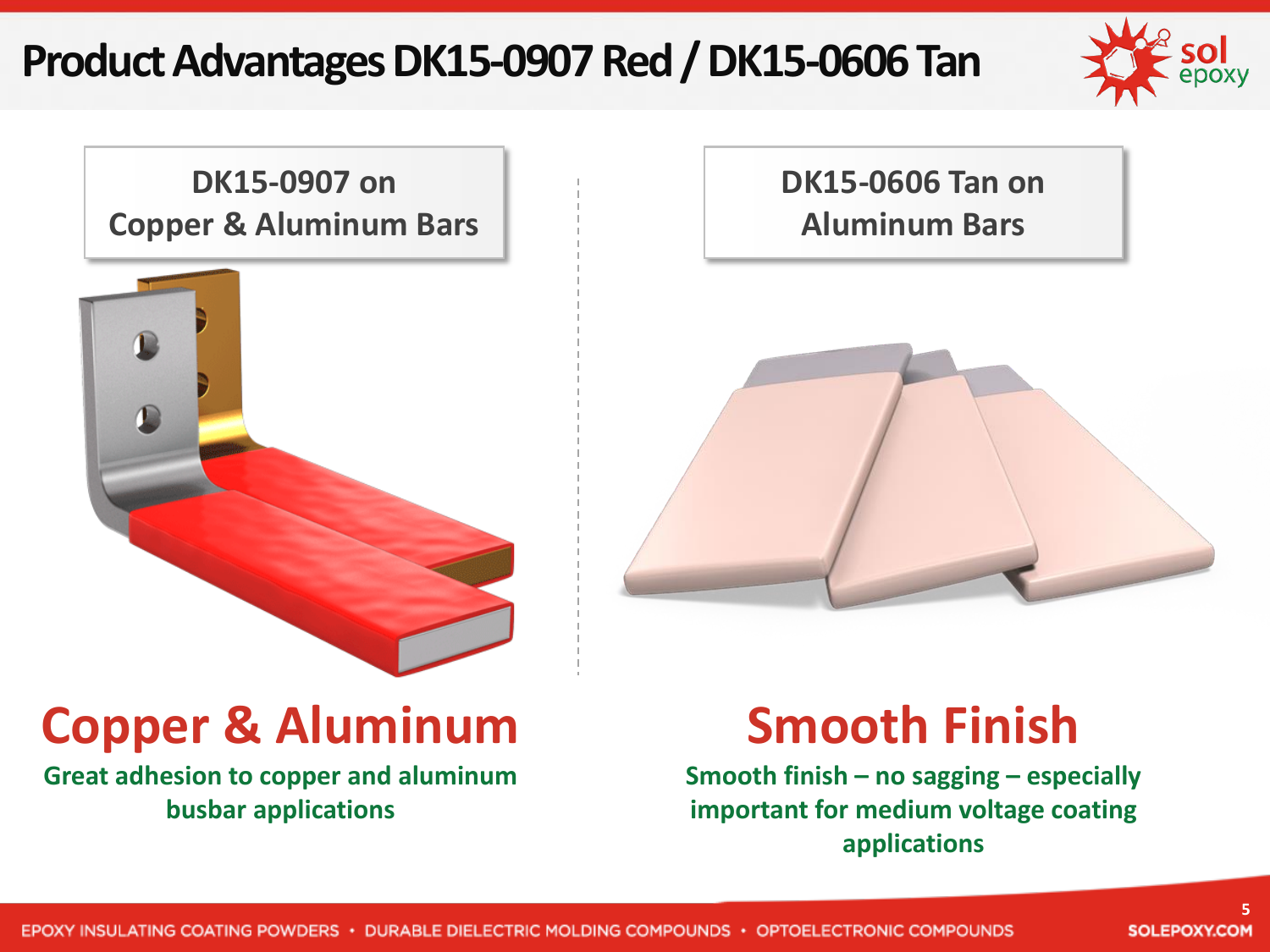# Product Advantages DK15-0907 Red / DK15-0606 Tan

DK15-0907 on Copper & Aluminum Bars

## Copper & Aluminum

Great adhesion to copper and aluminum busbar applications

DK15-0606 Tan on Aluminum Bars

## Smooth Finish

Smooth finish – no sagging – especially important for medium voltage coating applications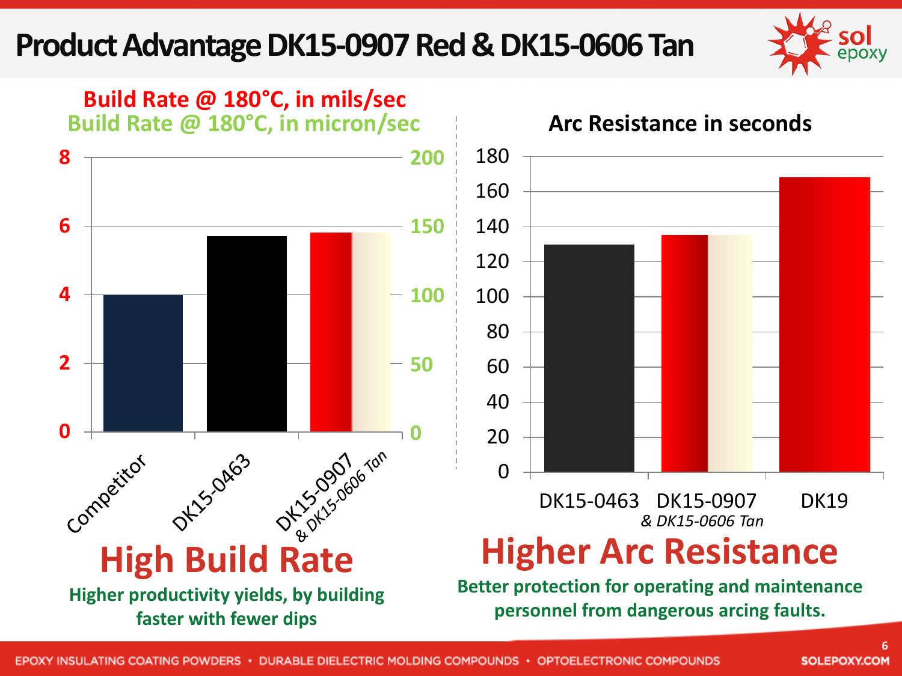# Product Advantage DK15-0907 Red & DK15-0606 Tan

**Build Rate @ 180°C, in mils/sec**
**Build Rate @ 180°C, in micron/sec**

| | Competitor | DK15-0463 | DK15-0907 & DK15-0606 Tan |
|---|---|---|---|
| Build Rate (mils/sec) | 4 | ~5.7 | ~5.8 |

## High Build Rate

**Higher productivity yields, by building faster with fewer dips**

**Arc Resistance in seconds**

| | DK15-0463 | DK15-0907 & DK15-0606 Tan | DK19 |
|---|---|---|---|
| Arc Resistance (seconds) | ~130 | ~135 | ~168 |

## Higher Arc Resistance

**Better protection for operating and maintenance personnel from dangerous arcing faults.**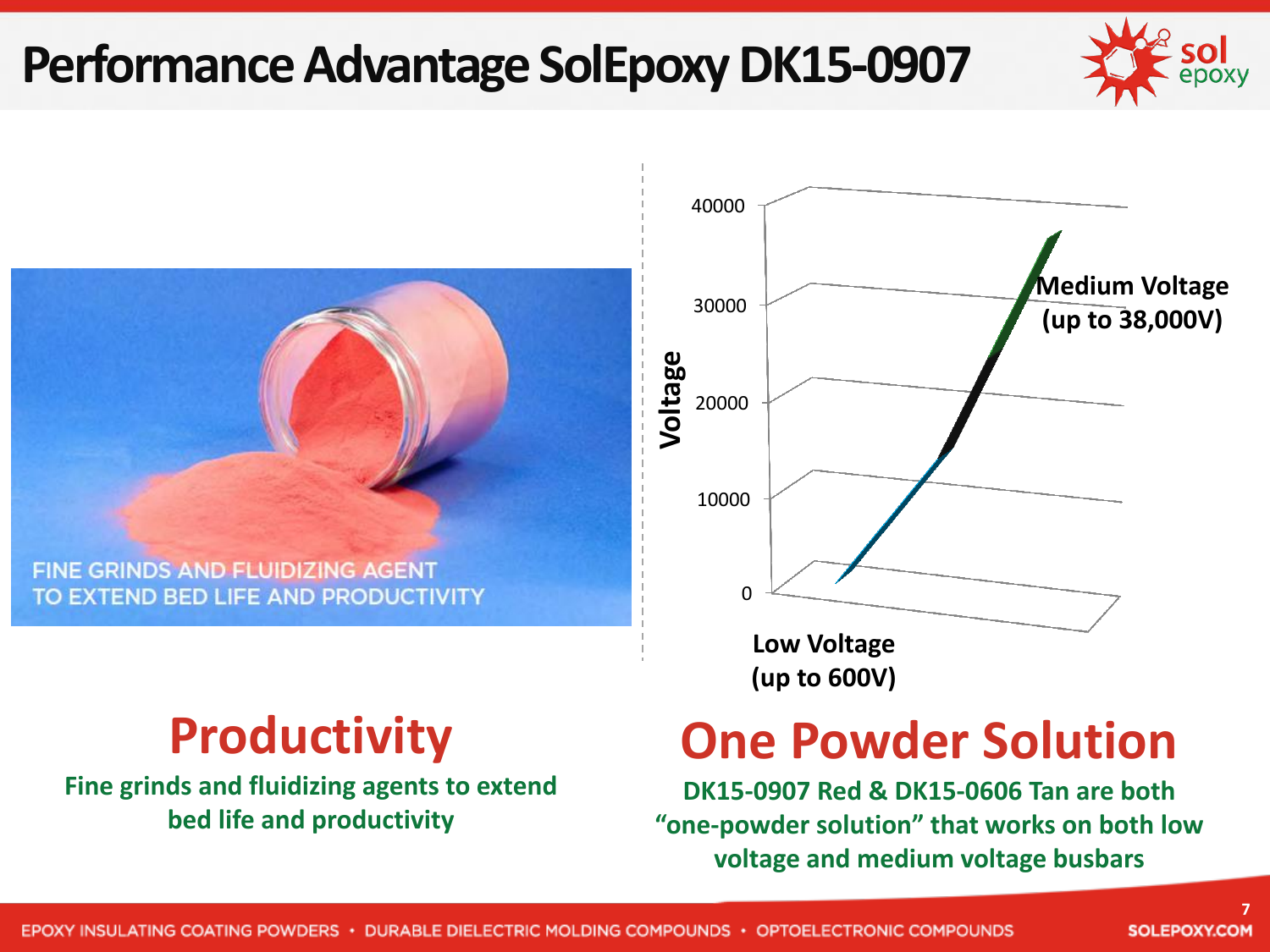# Performance Advantage SolEpoxy DK15-0907

FINE GRINDS AND FLUIDIZING AGENT TO EXTEND BED LIFE AND PRODUCTIVITY

Voltage

40000

30000

20000

10000

0

Medium Voltage (up to 38,000V)

Low Voltage (up to 600V)

## Productivity

**Fine grinds and fluidizing agents to extend bed life and productivity**

## One Powder Solution

**DK15-0907 Red & DK15-0606 Tan are both “one-powder solution” that works on both low voltage and medium voltage busbars**

EPOXY INSULATING COATING POWDERS • DURABLE DIELECTRIC MOLDING COMPOUNDS • OPTOELECTRONIC COMPOUNDS

SOLEPOXY.COM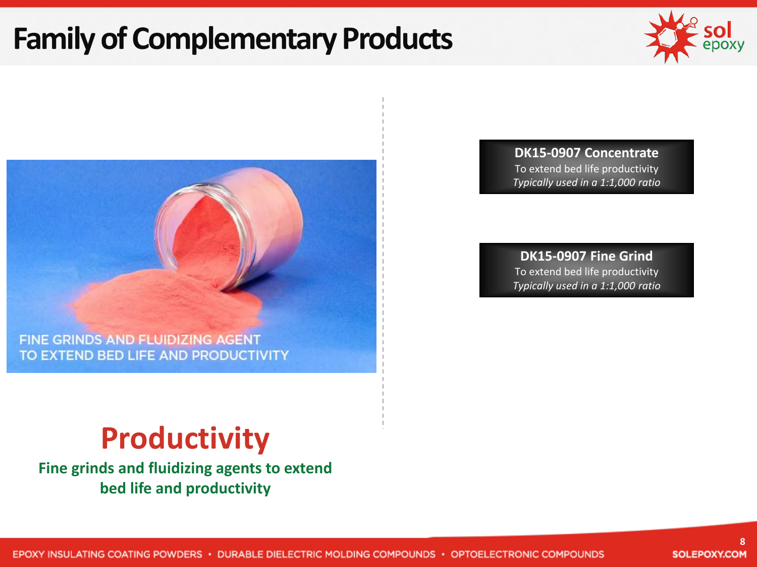# Family of Complementary Products

FINE GRINDS AND FLUIDIZING AGENT
TO EXTEND BED LIFE AND PRODUCTIVITY

## Productivity

**Fine grinds and fluidizing agents to extend bed life and productivity**

**DK15-0907 Concentrate**
To extend bed life productivity
*Typically used in a 1:1,000 ratio*

**DK15-0907 Fine Grind**
To extend bed life productivity
*Typically used in a 1:1,000 ratio*

EPOXY INSULATING COATING POWDERS • DURABLE DIELECTRIC MOLDING COMPOUNDS • OPTOELECTRONIC COMPOUNDS

SOLEPOXY.COM